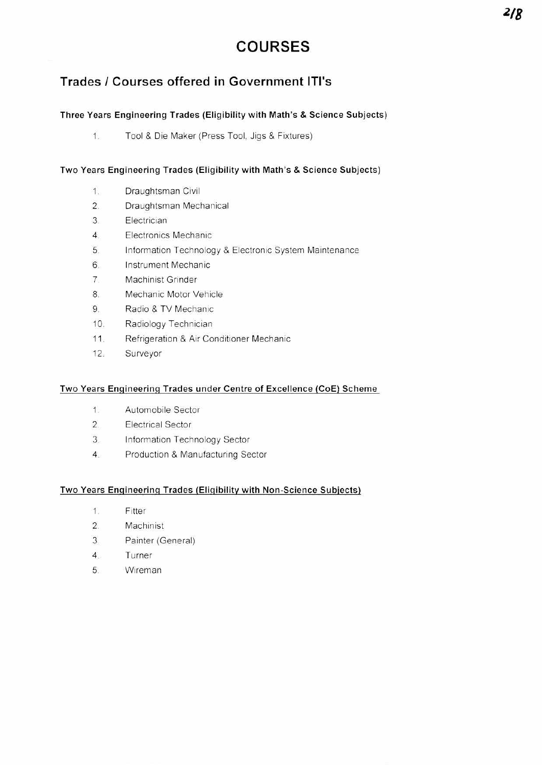# COURSES

## Trades / Courses offered in Government ITI's

### Three Years Engineering Trades (Eligibility with Math's & Science Subjects)

1. Tool & Die Maker (Press Tool, Jigs & Fixtures)

### Two Years Engineering Trades (Eligibility with Math's & Science Subjects)

1. Draughtsman Civil
2. Draughtsman Mechanical
3. Electrician
4. Electronics Mechanic
5. Information Technology & Electronic System Maintenance
6. Instrument Mechanic
7. Machinist Grinder
8. Mechanic Motor Vehicle
9. Radio & TV Mechanic
10. Radiology Technician
11. Refrigeration & Air Conditioner Mechanic
12. Surveyor

### Two Years Engineering Trades under Centre of Excellence (CoE) Scheme

1. Automobile Sector
2. Electrical Sector
3. Information Technology Sector
4. Production & Manufacturing Sector

### Two Years Engineering Trades (Eligibility with Non-Science Subjects)

1. Fitter
2. Machinist
3. Painter (General)
4. Turner
5. Wireman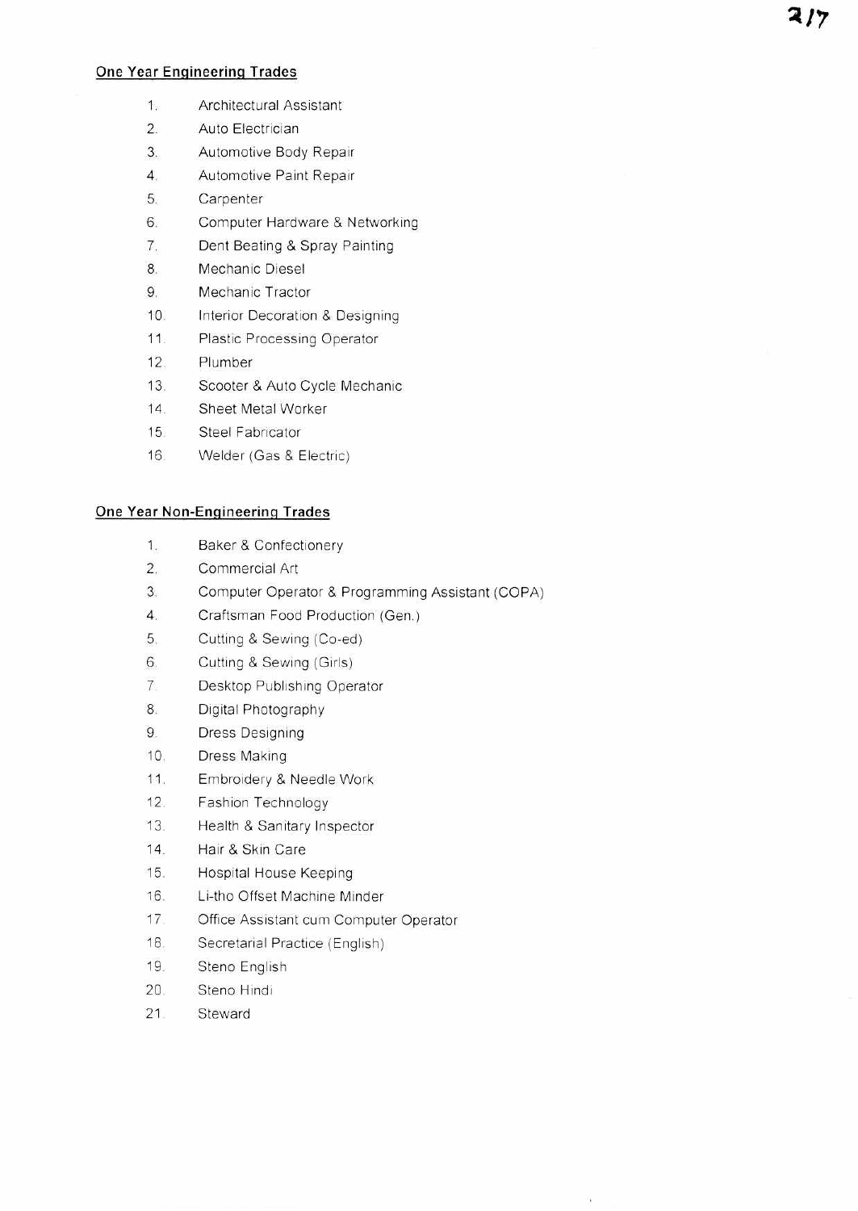**One Year Engineering Trades**

1. Architectural Assistant
2. Auto Electrician
3. Automotive Body Repair
4. Automotive Paint Repair
5. Carpenter
6. Computer Hardware & Networking
7. Dent Beating & Spray Painting
8. Mechanic Diesel
9. Mechanic Tractor
10. Interior Decoration & Designing
11. Plastic Processing Operator
12. Plumber
13. Scooter & Auto Cycle Mechanic
14. Sheet Metal Worker
15. Steel Fabricator
16. Welder (Gas & Electric)

**One Year Non-Engineering Trades**

1. Baker & Confectionery
2. Commercial Art
3. Computer Operator & Programming Assistant (COPA)
4. Craftsman Food Production (Gen.)
5. Cutting & Sewing (Co-ed)
6. Cutting & Sewing (Girls)
7. Desktop Publishing Operator
8. Digital Photography
9. Dress Designing
10. Dress Making
11. Embroidery & Needle Work
12. Fashion Technology
13. Health & Sanitary Inspector
14. Hair & Skin Care
15. Hospital House Keeping
16. Li-tho Offset Machine Minder
17. Office Assistant cum Computer Operator
18. Secretarial Practice (English)
19. Steno English
20. Steno Hindi
21. Steward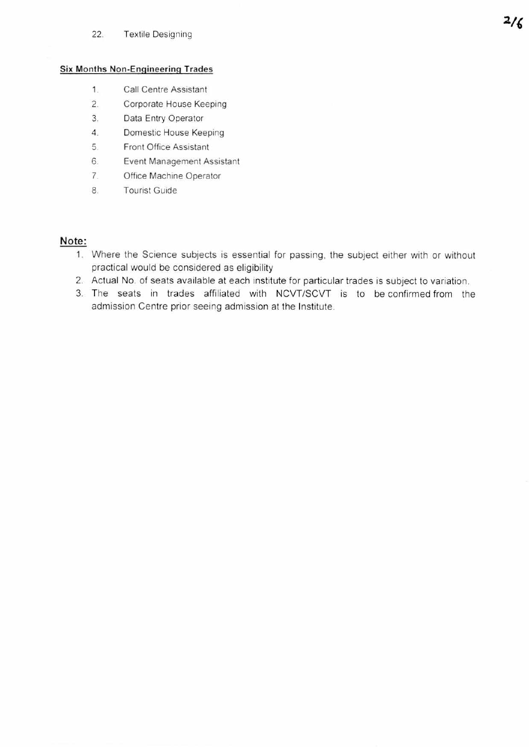22. Textile Designing

**Six Months Non-Engineering Trades**

1. Call Centre Assistant
2. Corporate House Keeping
3. Data Entry Operator
4. Domestic House Keeping
5. Front Office Assistant
6. Event Management Assistant
7. Office Machine Operator
8. Tourist Guide

**Note:**

1. Where the Science subjects is essential for passing, the subject either with or without practical would be considered as eligibility
2. Actual No. of seats available at each institute for particular trades is subject to variation.
3. The seats in trades affiliated with NCVT/SCVT is to be confirmed from the admission Centre prior seeing admission at the Institute.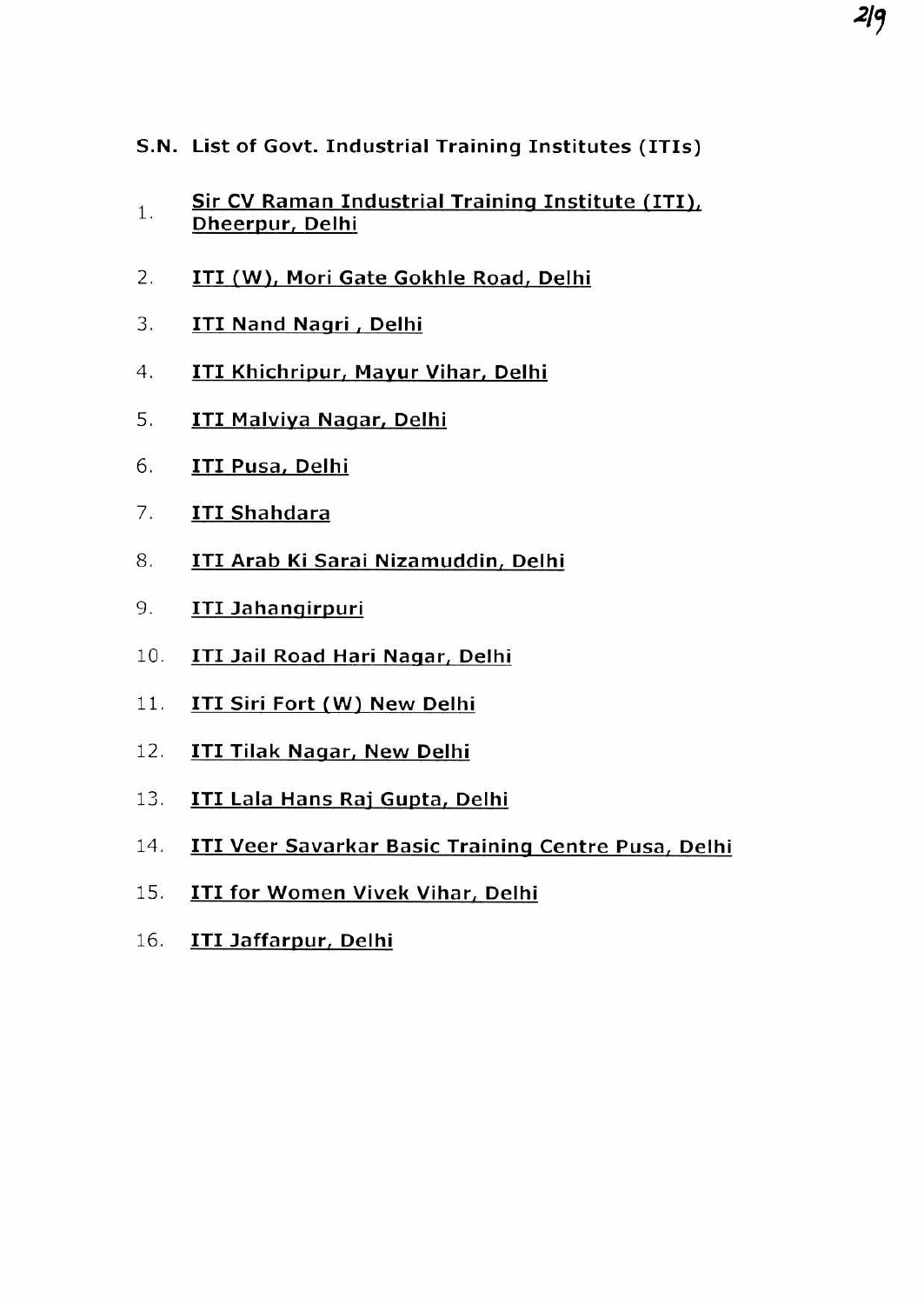| S.N. | List of Govt. Industrial Training Institutes (ITIs) |
|---|---|
| 1. | Sir CV Raman Industrial Training Institute (ITI), Dheerpur, Delhi |
| 2. | ITI (W), Mori Gate Gokhle Road, Delhi |
| 3. | ITI Nand Nagri , Delhi |
| 4. | ITI Khichripur, Mayur Vihar, Delhi |
| 5. | ITI Malviya Nagar, Delhi |
| 6. | ITI Pusa, Delhi |
| 7. | ITI Shahdara |
| 8. | ITI Arab Ki Sarai Nizamuddin, Delhi |
| 9. | ITI Jahangirpuri |
| 10. | ITI Jail Road Hari Nagar, Delhi |
| 11. | ITI Siri Fort (W) New Delhi |
| 12. | ITI Tilak Nagar, New Delhi |
| 13. | ITI Lala Hans Raj Gupta, Delhi |
| 14. | ITI Veer Savarkar Basic Training Centre Pusa, Delhi |
| 15. | ITI for Women Vivek Vihar, Delhi |
| 16. | ITI Jaffarpur, Delhi |